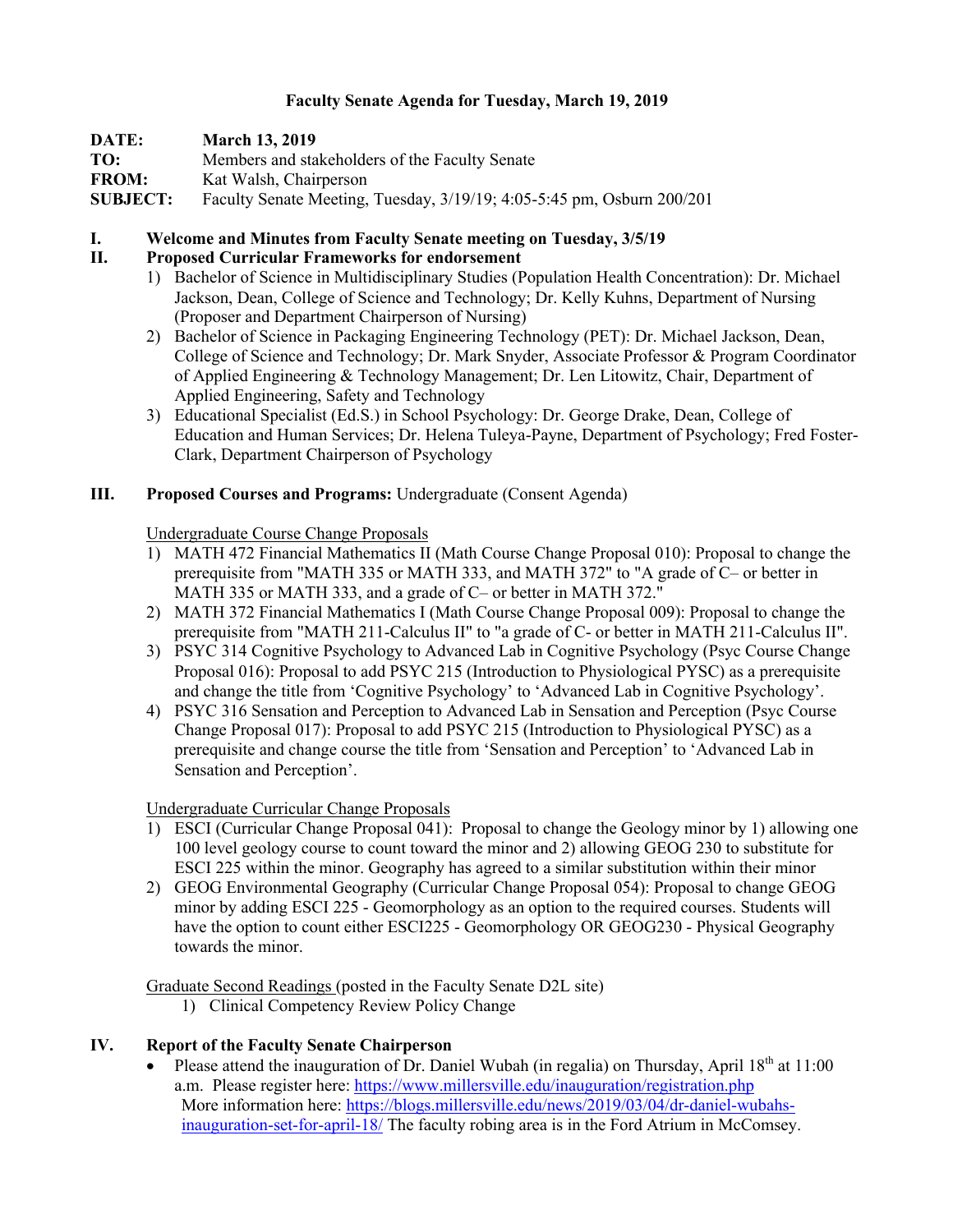**Faculty Senate Agenda for Tuesday, March 19, 2019**

**DATE:** **March 13, 2019**
**TO:** Members and stakeholders of the Faculty Senate
**FROM:** Kat Walsh, Chairperson
**SUBJECT:** Faculty Senate Meeting, Tuesday, 3/19/19; 4:05-5:45 pm, Osburn 200/201

## I. Welcome and Minutes from Faculty Senate meeting on Tuesday, 3/5/19

## II. Proposed Curricular Frameworks for endorsement

1) Bachelor of Science in Multidisciplinary Studies (Population Health Concentration): Dr. Michael Jackson, Dean, College of Science and Technology; Dr. Kelly Kuhns, Department of Nursing (Proposer and Department Chairperson of Nursing)
2) Bachelor of Science in Packaging Engineering Technology (PET): Dr. Michael Jackson, Dean, College of Science and Technology; Dr. Mark Snyder, Associate Professor & Program Coordinator of Applied Engineering & Technology Management; Dr. Len Litowitz, Chair, Department of Applied Engineering, Safety and Technology
3) Educational Specialist (Ed.S.) in School Psychology: Dr. George Drake, Dean, College of Education and Human Services; Dr. Helena Tuleya-Payne, Department of Psychology; Fred Foster-Clark, Department Chairperson of Psychology

## III. Proposed Courses and Programs: Undergraduate (Consent Agenda)

Undergraduate Course Change Proposals

1) MATH 472 Financial Mathematics II (Math Course Change Proposal 010): Proposal to change the prerequisite from "MATH 335 or MATH 333, and MATH 372" to "A grade of C– or better in MATH 335 or MATH 333, and a grade of C– or better in MATH 372."
2) MATH 372 Financial Mathematics I (Math Course Change Proposal 009): Proposal to change the prerequisite from "MATH 211-Calculus II" to "a grade of C- or better in MATH 211-Calculus II".
3) PSYC 314 Cognitive Psychology to Advanced Lab in Cognitive Psychology (Psyc Course Change Proposal 016): Proposal to add PSYC 215 (Introduction to Physiological PYSC) as a prerequisite and change the title from 'Cognitive Psychology' to 'Advanced Lab in Cognitive Psychology'.
4) PSYC 316 Sensation and Perception to Advanced Lab in Sensation and Perception (Psyc Course Change Proposal 017): Proposal to add PSYC 215 (Introduction to Physiological PYSC) as a prerequisite and change course the title from 'Sensation and Perception' to 'Advanced Lab in Sensation and Perception'.

Undergraduate Curricular Change Proposals

1) ESCI (Curricular Change Proposal 041): Proposal to change the Geology minor by 1) allowing one 100 level geology course to count toward the minor and 2) allowing GEOG 230 to substitute for ESCI 225 within the minor. Geography has agreed to a similar substitution within their minor
2) GEOG Environmental Geography (Curricular Change Proposal 054): Proposal to change GEOG minor by adding ESCI 225 - Geomorphology as an option to the required courses. Students will have the option to count either ESCI225 - Geomorphology OR GEOG230 - Physical Geography towards the minor.

Graduate Second Readings (posted in the Faculty Senate D2L site)

1) Clinical Competency Review Policy Change

## IV. Report of the Faculty Senate Chairperson

- Please attend the inauguration of Dr. Daniel Wubah (in regalia) on Thursday, April 18th at 11:00 a.m. Please register here: https://www.millersville.edu/inauguration/registration.php
  More information here: https://blogs.millersville.edu/news/2019/03/04/dr-daniel-wubahs-inauguration-set-for-april-18/ The faculty robing area is in the Ford Atrium in McComsey.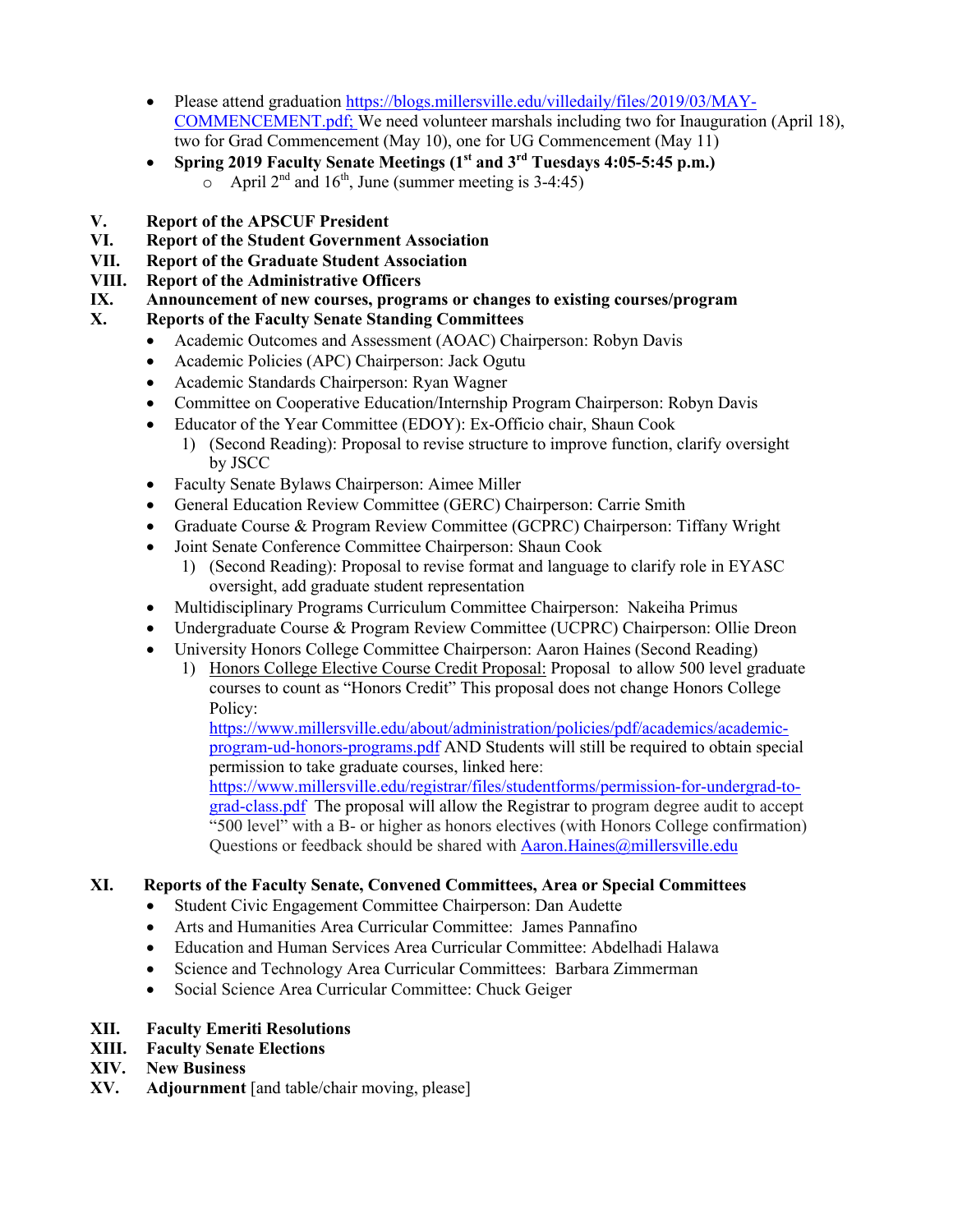- Please attend graduation https://blogs.millersville.edu/villedaily/files/2019/03/MAY-COMMENCEMENT.pdf; We need volunteer marshals including two for Inauguration (April 18), two for Grad Commencement (May 10), one for UG Commencement (May 11)
- **Spring 2019 Faculty Senate Meetings (1st and 3rd Tuesdays 4:05-5:45 p.m.)**
  - April 2nd and 16th, June (summer meeting is 3-4:45)

**V. Report of the APSCUF President**

**VI. Report of the Student Government Association**

**VII. Report of the Graduate Student Association**

**VIII. Report of the Administrative Officers**

**IX. Announcement of new courses, programs or changes to existing courses/program**

**X. Reports of the Faculty Senate Standing Committees**

- Academic Outcomes and Assessment (AOAC) Chairperson: Robyn Davis
- Academic Policies (APC) Chairperson: Jack Ogutu
- Academic Standards Chairperson: Ryan Wagner
- Committee on Cooperative Education/Internship Program Chairperson: Robyn Davis
- Educator of the Year Committee (EDOY): Ex-Officio chair, Shaun Cook
  1) (Second Reading): Proposal to revise structure to improve function, clarify oversight by JSCC
- Faculty Senate Bylaws Chairperson: Aimee Miller
- General Education Review Committee (GERC) Chairperson: Carrie Smith
- Graduate Course & Program Review Committee (GCPRC) Chairperson: Tiffany Wright
- Joint Senate Conference Committee Chairperson: Shaun Cook
  1) (Second Reading): Proposal to revise format and language to clarify role in EYASC oversight, add graduate student representation
- Multidisciplinary Programs Curriculum Committee Chairperson: Nakeiha Primus
- Undergraduate Course & Program Review Committee (UCPRC) Chairperson: Ollie Dreon
- University Honors College Committee Chairperson: Aaron Haines (Second Reading)
  1) Honors College Elective Course Credit Proposal: Proposal to allow 500 level graduate courses to count as "Honors Credit" This proposal does not change Honors College Policy: https://www.millersville.edu/about/administration/policies/pdf/academics/academic-program-ud-honors-programs.pdf AND Students will still be required to obtain special permission to take graduate courses, linked here: https://www.millersville.edu/registrar/files/studentforms/permission-for-undergrad-to-grad-class.pdf The proposal will allow the Registrar to program degree audit to accept "500 level" with a B- or higher as honors electives (with Honors College confirmation) Questions or feedback should be shared with Aaron.Haines@millersville.edu

**XI. Reports of the Faculty Senate, Convened Committees, Area or Special Committees**

- Student Civic Engagement Committee Chairperson: Dan Audette
- Arts and Humanities Area Curricular Committee: James Pannafino
- Education and Human Services Area Curricular Committee: Abdelhadi Halawa
- Science and Technology Area Curricular Committees: Barbara Zimmerman
- Social Science Area Curricular Committee: Chuck Geiger

**XII. Faculty Emeriti Resolutions**

**XIII. Faculty Senate Elections**

**XIV. New Business**

**XV. Adjournment** [and table/chair moving, please]